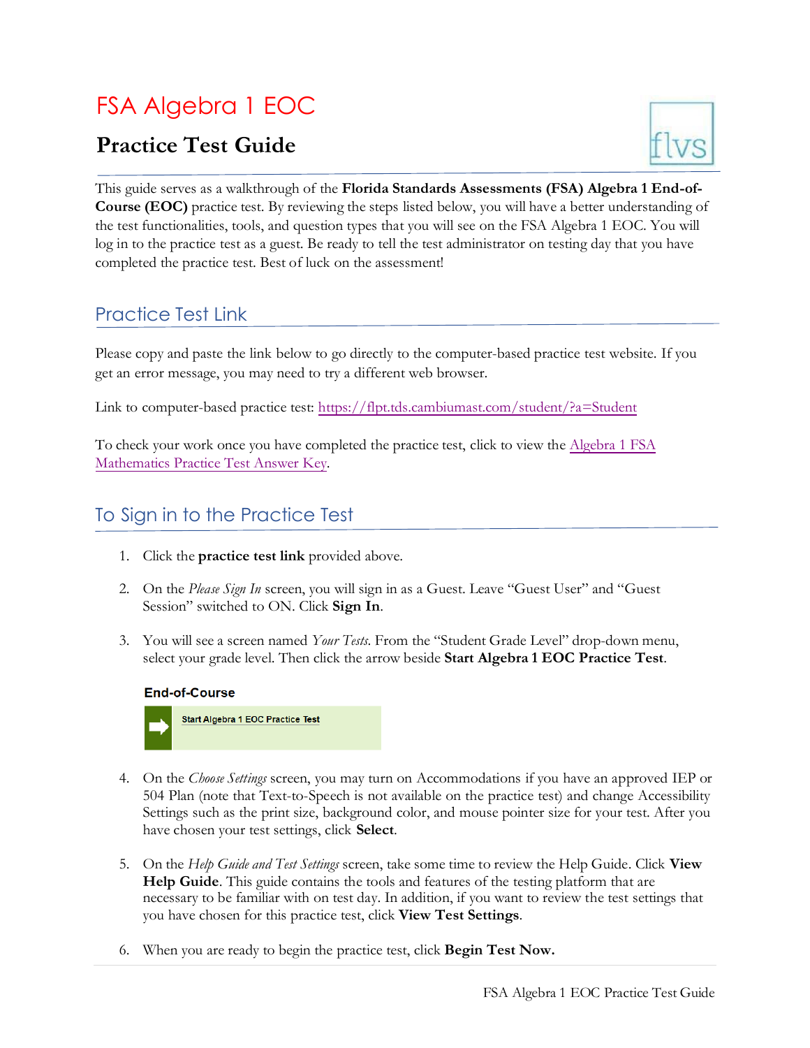# FSA Algebra 1 EOC

## Practice Test Guide

This guide serves as a walkthrough of the **Florida Standards Assessments (FSA) Algebra 1 End-of-Course (EOC)** practice test. By reviewing the steps listed below, you will have a better understanding of the test functionalities, tools, and question types that you will see on the FSA Algebra 1 EOC. You will log in to the practice test as a guest. Be ready to tell the test administrator on testing day that you have completed the practice test. Best of luck on the assessment!

## Practice Test Link

Please copy and paste the link below to go directly to the computer-based practice test website. If you get an error message, you may need to try a different web browser.

Link to computer-based practice test: https://flpt.tds.cambiumast.com/student/?a=Student

To check your work once you have completed the practice test, click to view the Algebra 1 FSA Mathematics Practice Test Answer Key.

## To Sign in to the Practice Test

1. Click the **practice test link** provided above.

2. On the *Please Sign In* screen, you will sign in as a Guest. Leave "Guest User" and "Guest Session" switched to ON. Click **Sign In**.

3. You will see a screen named *Your Tests*. From the "Student Grade Level" drop-down menu, select your grade level. Then click the arrow beside **Start Algebra 1 EOC Practice Test**.

   **End-of-Course**

   Start Algebra 1 EOC Practice Test

4. On the *Choose Settings* screen, you may turn on Accommodations if you have an approved IEP or 504 Plan (note that Text-to-Speech is not available on the practice test) and change Accessibility Settings such as the print size, background color, and mouse pointer size for your test. After you have chosen your test settings, click **Select**.

5. On the *Help Guide and Test Settings* screen, take some time to review the Help Guide. Click **View Help Guide**. This guide contains the tools and features of the testing platform that are necessary to be familiar with on test day. In addition, if you want to review the test settings that you have chosen for this practice test, click **View Test Settings**.

6. When you are ready to begin the practice test, click **Begin Test Now.**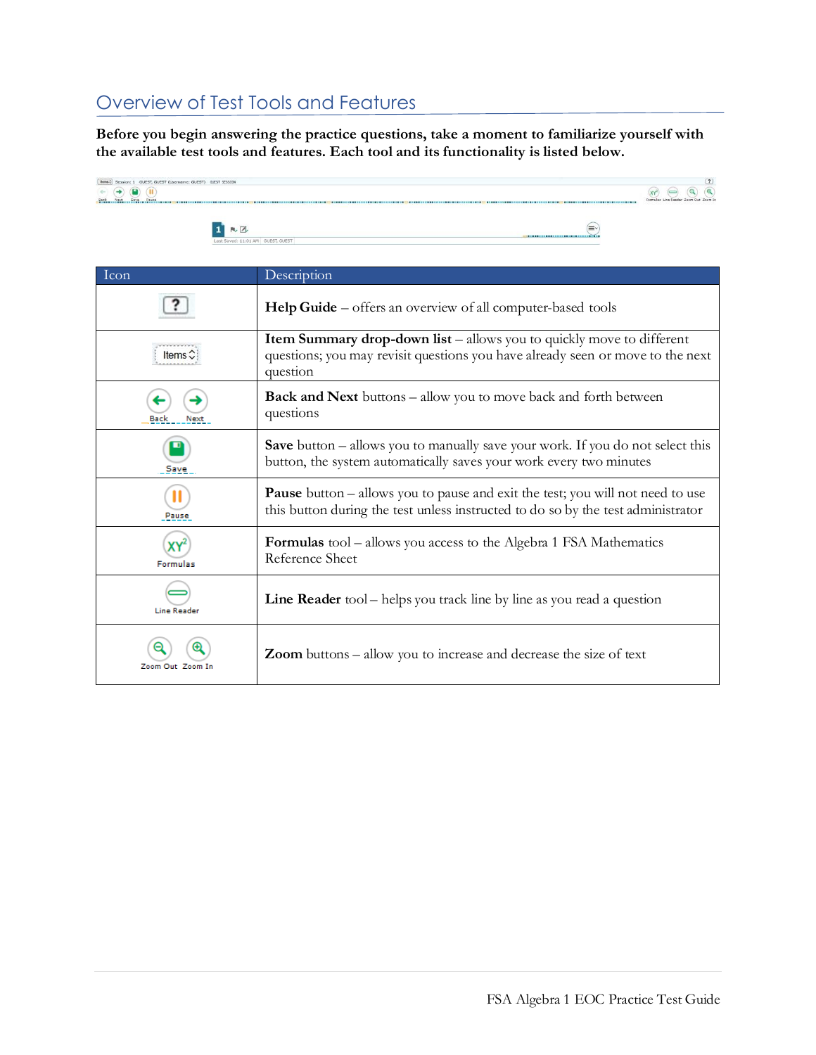## Overview of Test Tools and Features

**Before you begin answering the practice questions, take a moment to familiarize yourself with the available test tools and features. Each tool and its functionality is listed below.**

| Icon | Description |
| --- | --- |
| ? | **Help Guide** – offers an overview of all computer-based tools |
| Items | **Item Summary drop-down list** – allows you to quickly move to different questions; you may revisit questions you have already seen or move to the next question |
| Back Next | **Back and Next** buttons – allow you to move back and forth between questions |
| Save | **Save** button – allows you to manually save your work. If you do not select this button, the system automatically saves your work every two minutes |
| Pause | **Pause** button – allows you to pause and exit the test; you will not need to use this button during the test unless instructed to do so by the test administrator |
| Formulas | **Formulas** tool – allows you access to the Algebra 1 FSA Mathematics Reference Sheet |
| Line Reader | **Line Reader** tool – helps you track line by line as you read a question |
| Zoom Out Zoom In | **Zoom** buttons – allow you to increase and decrease the size of text |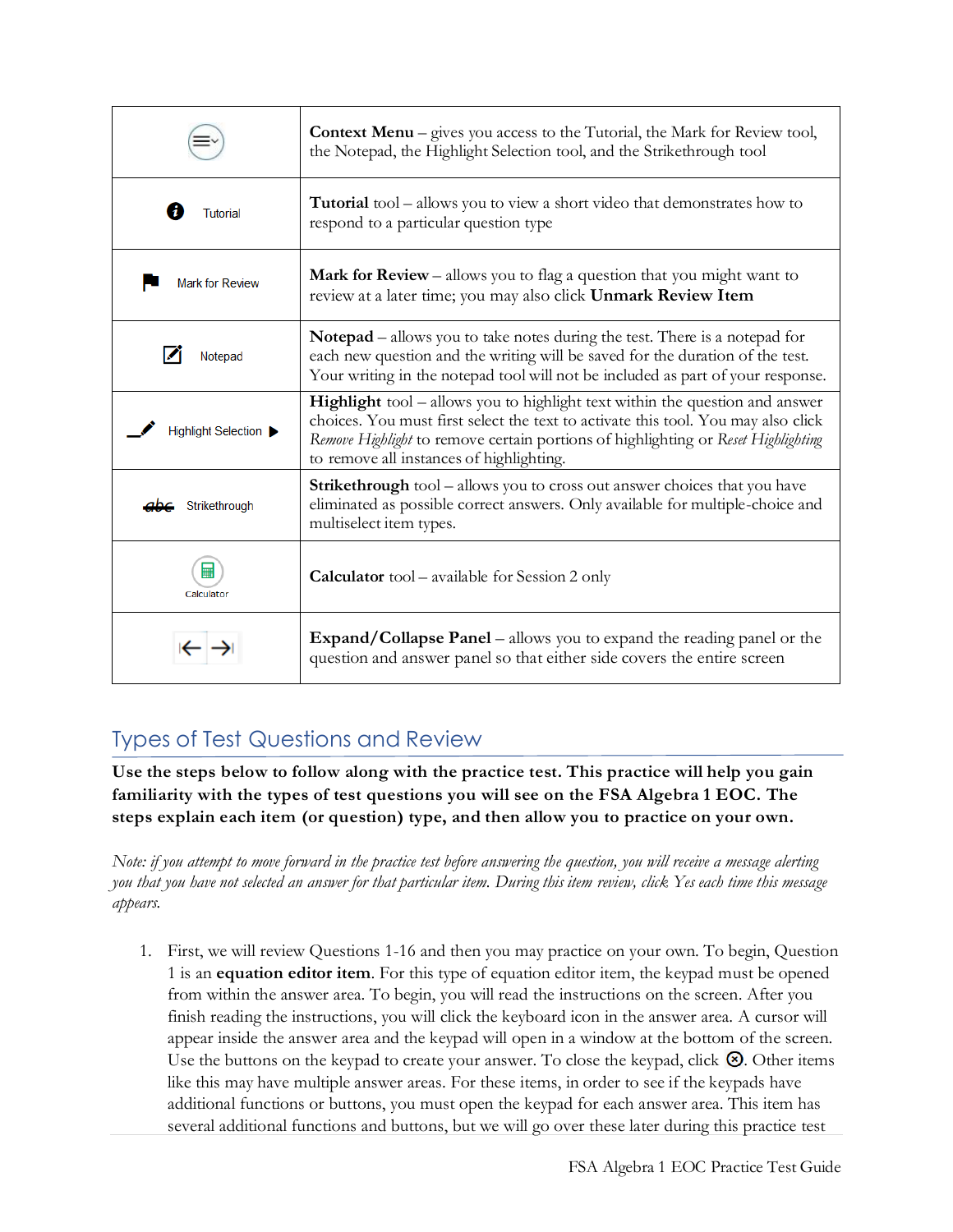| | |
|---|---|
| | **Context Menu** – gives you access to the Tutorial, the Mark for Review tool, the Notepad, the Highlight Selection tool, and the Strikethrough tool |
| Tutorial | **Tutorial** tool – allows you to view a short video that demonstrates how to respond to a particular question type |
| Mark for Review | **Mark for Review** – allows you to flag a question that you might want to review at a later time; you may also click **Unmark Review Item** |
| Notepad | **Notepad** – allows you to take notes during the test. There is a notepad for each new question and the writing will be saved for the duration of the test. Your writing in the notepad tool will not be included as part of your response. |
| Highlight Selection | **Highlight** tool – allows you to highlight text within the question and answer choices. You must first select the text to activate this tool. You may also click *Remove Highlight* to remove certain portions of highlighting or *Reset Highlighting* to remove all instances of highlighting. |
| ~~abc~~ Strikethrough | **Strikethrough** tool – allows you to cross out answer choices that you have eliminated as possible correct answers. Only available for multiple-choice and multiselect item types. |
| Calculator | **Calculator** tool – available for Session 2 only |
| | **Expand/Collapse Panel** – allows you to expand the reading panel or the question and answer panel so that either side covers the entire screen |

## Types of Test Questions and Review

**Use the steps below to follow along with the practice test. This practice will help you gain familiarity with the types of test questions you will see on the FSA Algebra 1 EOC. The steps explain each item (or question) type, and then allow you to practice on your own.**

*Note: if you attempt to move forward in the practice test before answering the question, you will receive a message alerting you that you have not selected an answer for that particular item. During this item review, click Yes each time this message appears.*

1. First, we will review Questions 1-16 and then you may practice on your own. To begin, Question 1 is an **equation editor item**. For this type of equation editor item, the keypad must be opened from within the answer area. To begin, you will read the instructions on the screen. After you finish reading the instructions, you will click the keyboard icon in the answer area. A cursor will appear inside the answer area and the keypad will open in a window at the bottom of the screen. Use the buttons on the keypad to create your answer. To close the keypad, click ⊗. Other items like this may have multiple answer areas. For these items, in order to see if the keypads have additional functions or buttons, you must open the keypad for each answer area. This item has several additional functions and buttons, but we will go over these later during this practice test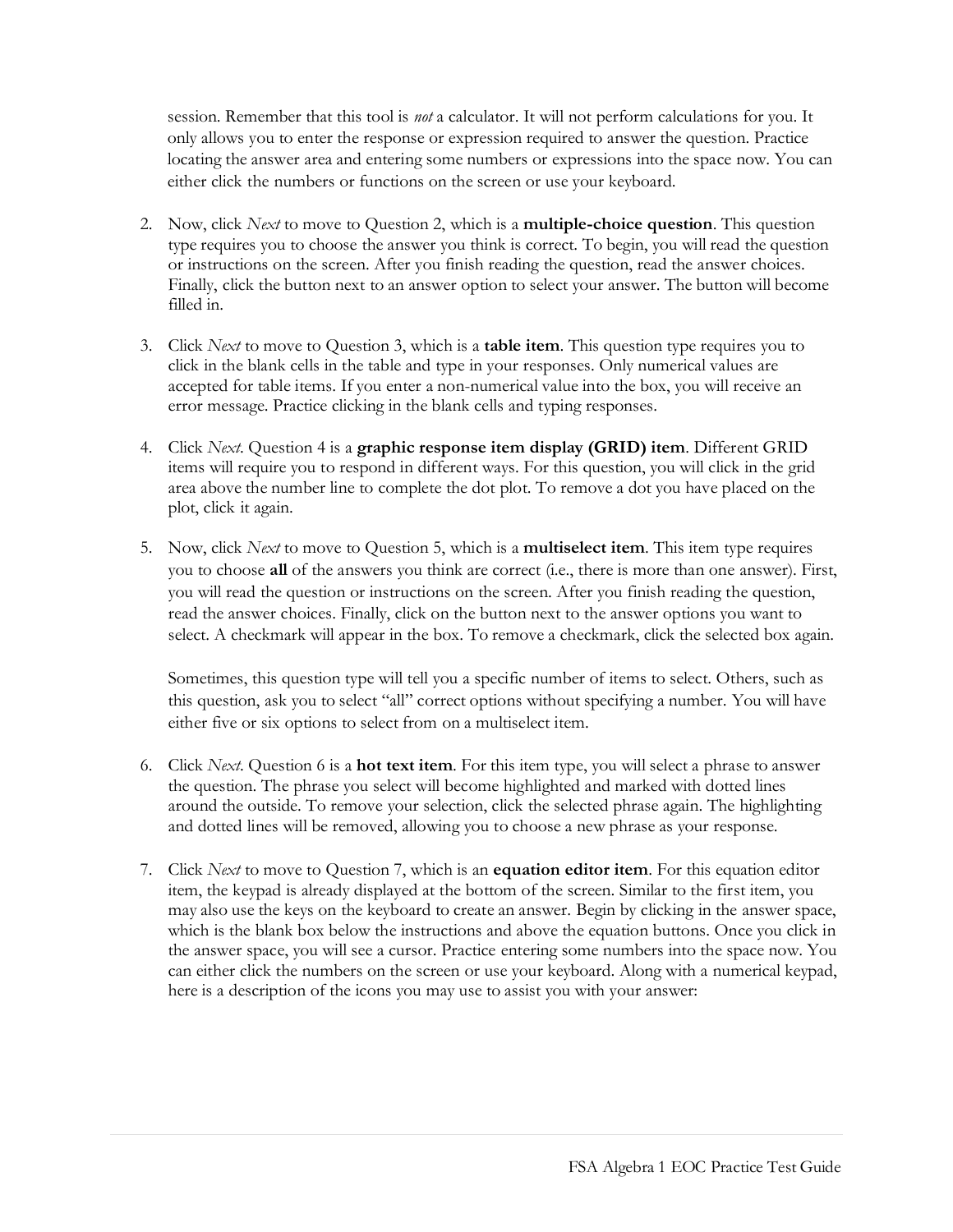session. Remember that this tool is *not* a calculator. It will not perform calculations for you. It only allows you to enter the response or expression required to answer the question. Practice locating the answer area and entering some numbers or expressions into the space now. You can either click the numbers or functions on the screen or use your keyboard.

2. Now, click *Next* to move to Question 2, which is a **multiple-choice question**. This question type requires you to choose the answer you think is correct. To begin, you will read the question or instructions on the screen. After you finish reading the question, read the answer choices. Finally, click the button next to an answer option to select your answer. The button will become filled in.

3. Click *Next* to move to Question 3, which is a **table item**. This question type requires you to click in the blank cells in the table and type in your responses. Only numerical values are accepted for table items. If you enter a non-numerical value into the box, you will receive an error message. Practice clicking in the blank cells and typing responses.

4. Click *Next*. Question 4 is a **graphic response item display (GRID) item**. Different GRID items will require you to respond in different ways. For this question, you will click in the grid area above the number line to complete the dot plot. To remove a dot you have placed on the plot, click it again.

5. Now, click *Next* to move to Question 5, which is a **multiselect item**. This item type requires you to choose **all** of the answers you think are correct (i.e., there is more than one answer). First, you will read the question or instructions on the screen. After you finish reading the question, read the answer choices. Finally, click on the button next to the answer options you want to select. A checkmark will appear in the box. To remove a checkmark, click the selected box again.

   Sometimes, this question type will tell you a specific number of items to select. Others, such as this question, ask you to select "all" correct options without specifying a number. You will have either five or six options to select from on a multiselect item.

6. Click *Next*. Question 6 is a **hot text item**. For this item type, you will select a phrase to answer the question. The phrase you select will become highlighted and marked with dotted lines around the outside. To remove your selection, click the selected phrase again. The highlighting and dotted lines will be removed, allowing you to choose a new phrase as your response.

7. Click *Next* to move to Question 7, which is an **equation editor item**. For this equation editor item, the keypad is already displayed at the bottom of the screen. Similar to the first item, you may also use the keys on the keyboard to create an answer. Begin by clicking in the answer space, which is the blank box below the instructions and above the equation buttons. Once you click in the answer space, you will see a cursor. Practice entering some numbers into the space now. You can either click the numbers on the screen or use your keyboard. Along with a numerical keypad, here is a description of the icons you may use to assist you with your answer: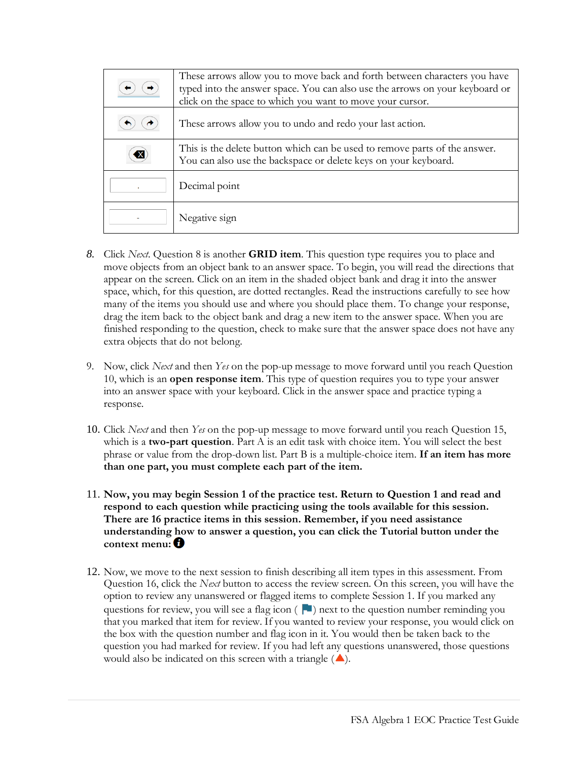| | |
|---|---|
| ← → | These arrows allow you to move back and forth between characters you have typed into the answer space. You can also use the arrows on your keyboard or click on the space to which you want to move your cursor. |
| ↶ ↷ | These arrows allow you to undo and redo your last action. |
| ⌫ | This is the delete button which can be used to remove parts of the answer. You can also use the backspace or delete keys on your keyboard. |
| . | Decimal point |
| - | Negative sign |

8. Click *Next*. Question 8 is another **GRID item**. This question type requires you to place and move objects from an object bank to an answer space. To begin, you will read the directions that appear on the screen. Click on an item in the shaded object bank and drag it into the answer space, which, for this question, are dotted rectangles. Read the instructions carefully to see how many of the items you should use and where you should place them. To change your response, drag the item back to the object bank and drag a new item to the answer space. When you are finished responding to the question, check to make sure that the answer space does not have any extra objects that do not belong.

9. Now, click *Next* and then *Yes* on the pop-up message to move forward until you reach Question 10, which is an **open response item**. This type of question requires you to type your answer into an answer space with your keyboard. Click in the answer space and practice typing a response.

10. Click *Next* and then *Yes* on the pop-up message to move forward until you reach Question 15, which is a **two-part question**. Part A is an edit task with choice item. You will select the best phrase or value from the drop-down list. Part B is a multiple-choice item. **If an item has more than one part, you must complete each part of the item.**

11. **Now, you may begin Session 1 of the practice test. Return to Question 1 and read and respond to each question while practicing using the tools available for this session. There are 16 practice items in this session. Remember, if you need assistance understanding how to answer a question, you can click the Tutorial button under the context menu:** ⓘ

12. Now, we move to the next session to finish describing all item types in this assessment. From Question 16, click the *Next* button to access the review screen. On this screen, you will have the option to review any unanswered or flagged items to complete Session 1. If you marked any questions for review, you will see a flag icon ( ⚑ ) next to the question number reminding you that you marked that item for review. If you wanted to review your response, you would click on the box with the question number and flag icon in it. You would then be taken back to the question you had marked for review. If you had left any questions unanswered, those questions would also be indicated on this screen with a triangle (▲).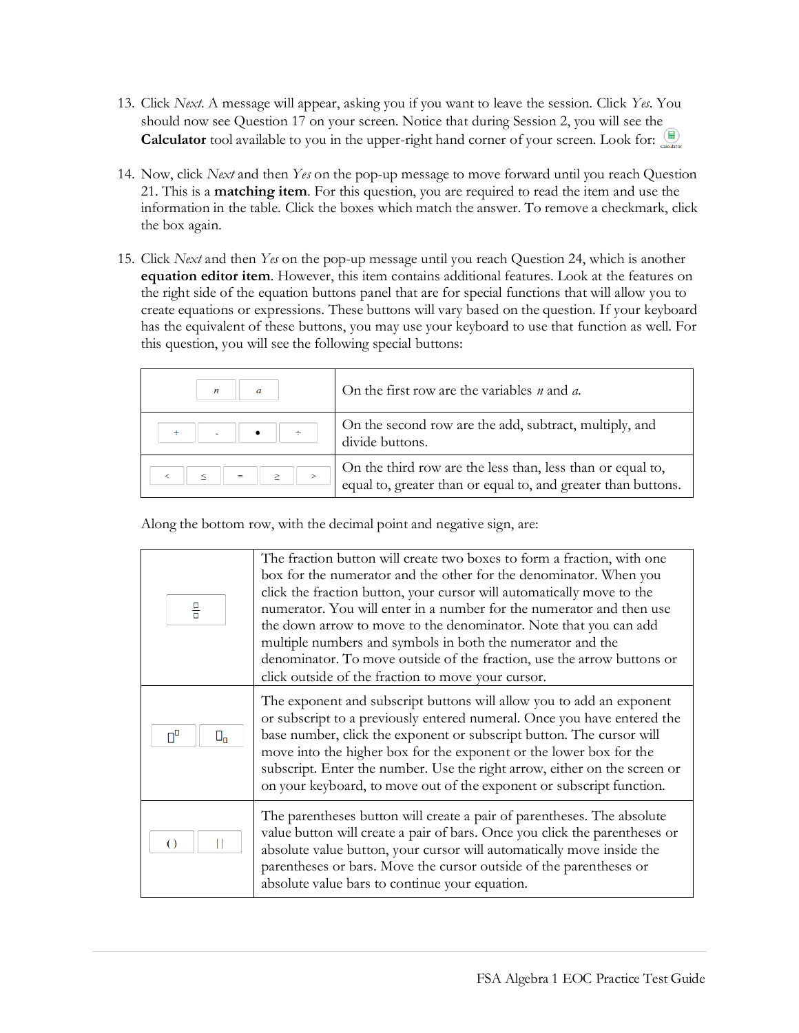13. Click *Next*. A message will appear, asking you if you want to leave the session. Click *Yes*. You should now see Question 17 on your screen. Notice that during Session 2, you will see the **Calculator** tool available to you in the upper-right hand corner of your screen. Look for: Calculator

14. Now, click *Next* and then *Yes* on the pop-up message to move forward until you reach Question 21. This is a **matching item**. For this question, you are required to read the item and use the information in the table. Click the boxes which match the answer. To remove a checkmark, click the box again.

15. Click *Next* and then *Yes* on the pop-up message until you reach Question 24, which is another **equation editor item**. However, this item contains additional features. Look at the features on the right side of the equation buttons panel that are for special functions that will allow you to create equations or expressions. These buttons will vary based on the question. If your keyboard has the equivalent of these buttons, you may use your keyboard to use that function as well. For this question, you will see the following special buttons:

| | |
|---|---|
| $n$ $a$ | On the first row are the variables *n* and *a*. |
| + - • ÷ | On the second row are the add, subtract, multiply, and divide buttons. |
| < ≤ = ≥ > | On the third row are the less than, less than or equal to, equal to, greater than or equal to, and greater than buttons. |

Along the bottom row, with the decimal point and negative sign, are:

| | |
|---|---|
| $\frac{\square}{\square}$ | The fraction button will create two boxes to form a fraction, with one box for the numerator and the other for the denominator. When you click the fraction button, your cursor will automatically move to the numerator. You will enter in a number for the numerator and then use the down arrow to move to the denominator. Note that you can add multiple numbers and symbols in both the numerator and the denominator. To move outside of the fraction, use the arrow buttons or click outside of the fraction to move your cursor. |
| $\square^{\square}$ $\square_{\square}$ | The exponent and subscript buttons will allow you to add an exponent or subscript to a previously entered numeral. Once you have entered the base number, click the exponent or subscript button. The cursor will move into the higher box for the exponent or the lower box for the subscript. Enter the number. Use the right arrow, either on the screen or on your keyboard, to move out of the exponent or subscript function. |
| ( ) \| \| | The parentheses button will create a pair of parentheses. The absolute value button will create a pair of bars. Once you click the parentheses or absolute value button, your cursor will automatically move inside the parentheses or bars. Move the cursor outside of the parentheses or absolute value bars to continue your equation. |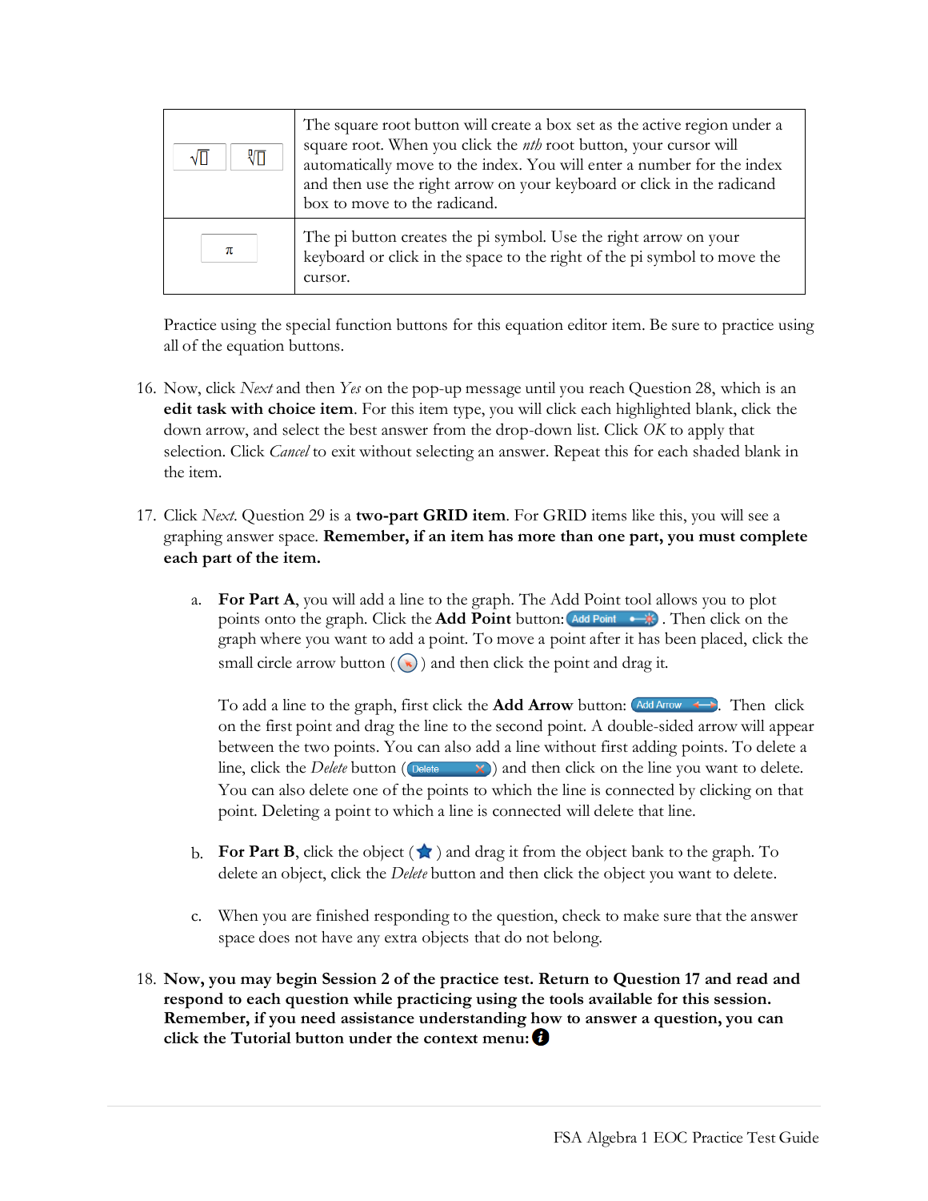| | |
|---|---|
| √□ ∜□ | The square root button will create a box set as the active region under a square root. When you click the *nth* root button, your cursor will automatically move to the index. You will enter a number for the index and then use the right arrow on your keyboard or click in the radicand box to move to the radicand. |
| π | The pi button creates the pi symbol. Use the right arrow on your keyboard or click in the space to the right of the pi symbol to move the cursor. |

Practice using the special function buttons for this equation editor item. Be sure to practice using all of the equation buttons.

16. Now, click *Next* and then *Yes* on the pop-up message until you reach Question 28, which is an **edit task with choice item**. For this item type, you will click each highlighted blank, click the down arrow, and select the best answer from the drop-down list. Click *OK* to apply that selection. Click *Cancel* to exit without selecting an answer. Repeat this for each shaded blank in the item.

17. Click *Next*. Question 29 is a **two-part GRID item**. For GRID items like this, you will see a graphing answer space. **Remember, if an item has more than one part, you must complete each part of the item.**

    a. **For Part A**, you will add a line to the graph. The Add Point tool allows you to plot points onto the graph. Click the **Add Point** button: Add Point . Then click on the graph where you want to add a point. To move a point after it has been placed, click the small circle arrow button ( ) and then click the point and drag it.

       To add a line to the graph, first click the **Add Arrow** button: Add Arrow . Then click on the first point and drag the line to the second point. A double-sided arrow will appear between the two points. You can also add a line without first adding points. To delete a line, click the *Delete* button (Delete) and then click on the line you want to delete. You can also delete one of the points to which the line is connected by clicking on that point. Deleting a point to which a line is connected will delete that line.

    b. **For Part B**, click the object ( ★ ) and drag it from the object bank to the graph. To delete an object, click the *Delete* button and then click the object you want to delete.

    c. When you are finished responding to the question, check to make sure that the answer space does not have any extra objects that do not belong.

18. **Now, you may begin Session 2 of the practice test. Return to Question 17 and read and respond to each question while practicing using the tools available for this session. Remember, if you need assistance understanding how to answer a question, you can click the Tutorial button under the context menu:**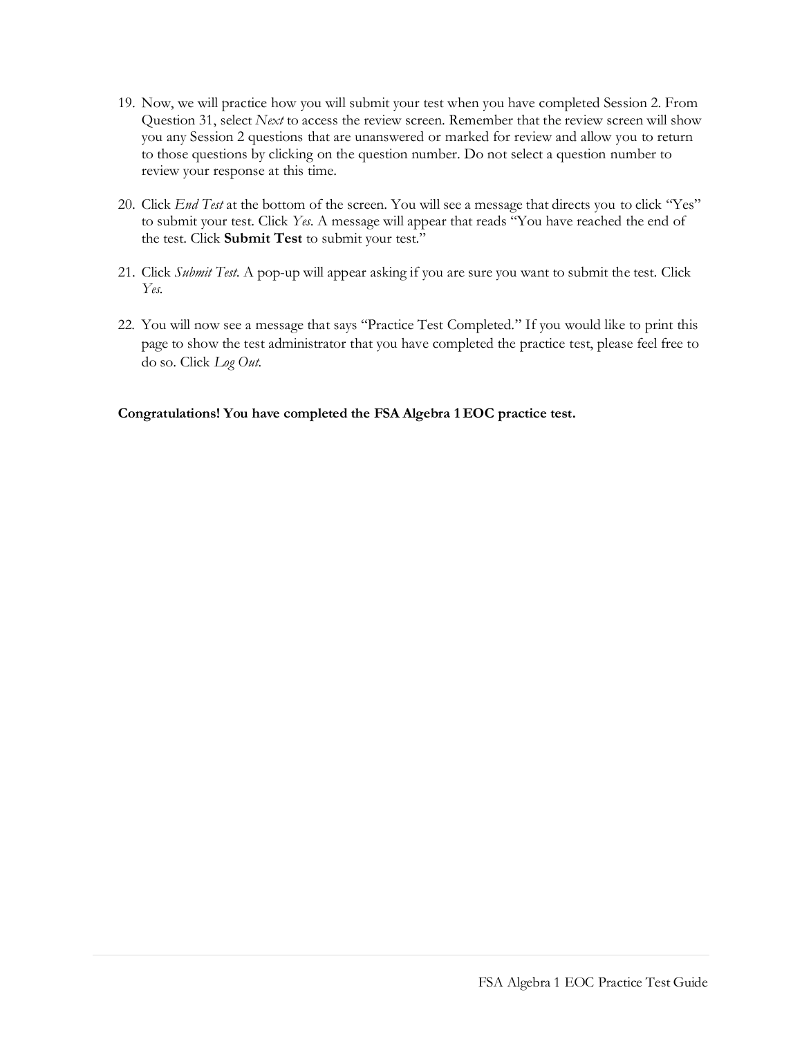19. Now, we will practice how you will submit your test when you have completed Session 2. From Question 31, select *Next* to access the review screen. Remember that the review screen will show you any Session 2 questions that are unanswered or marked for review and allow you to return to those questions by clicking on the question number. Do not select a question number to review your response at this time.

20. Click *End Test* at the bottom of the screen. You will see a message that directs you to click "Yes" to submit your test. Click *Yes*. A message will appear that reads "You have reached the end of the test. Click **Submit Test** to submit your test."

21. Click *Submit Test*. A pop-up will appear asking if you are sure you want to submit the test. Click *Yes*.

22. You will now see a message that says "Practice Test Completed." If you would like to print this page to show the test administrator that you have completed the practice test, please feel free to do so. Click *Log Out*.

**Congratulations! You have completed the FSA Algebra 1 EOC practice test.**